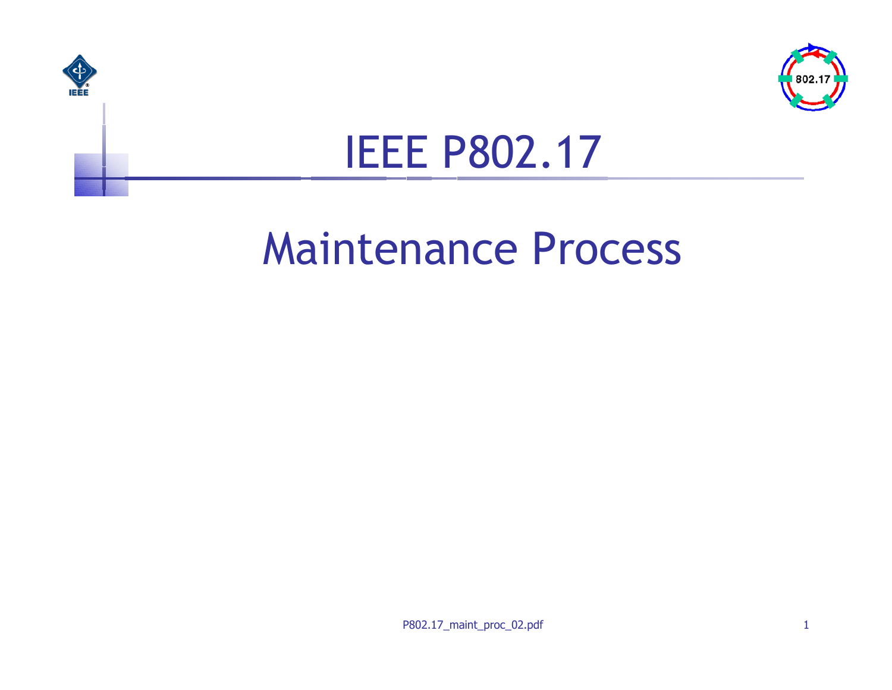# IEEE P802.17

## Maintenance Process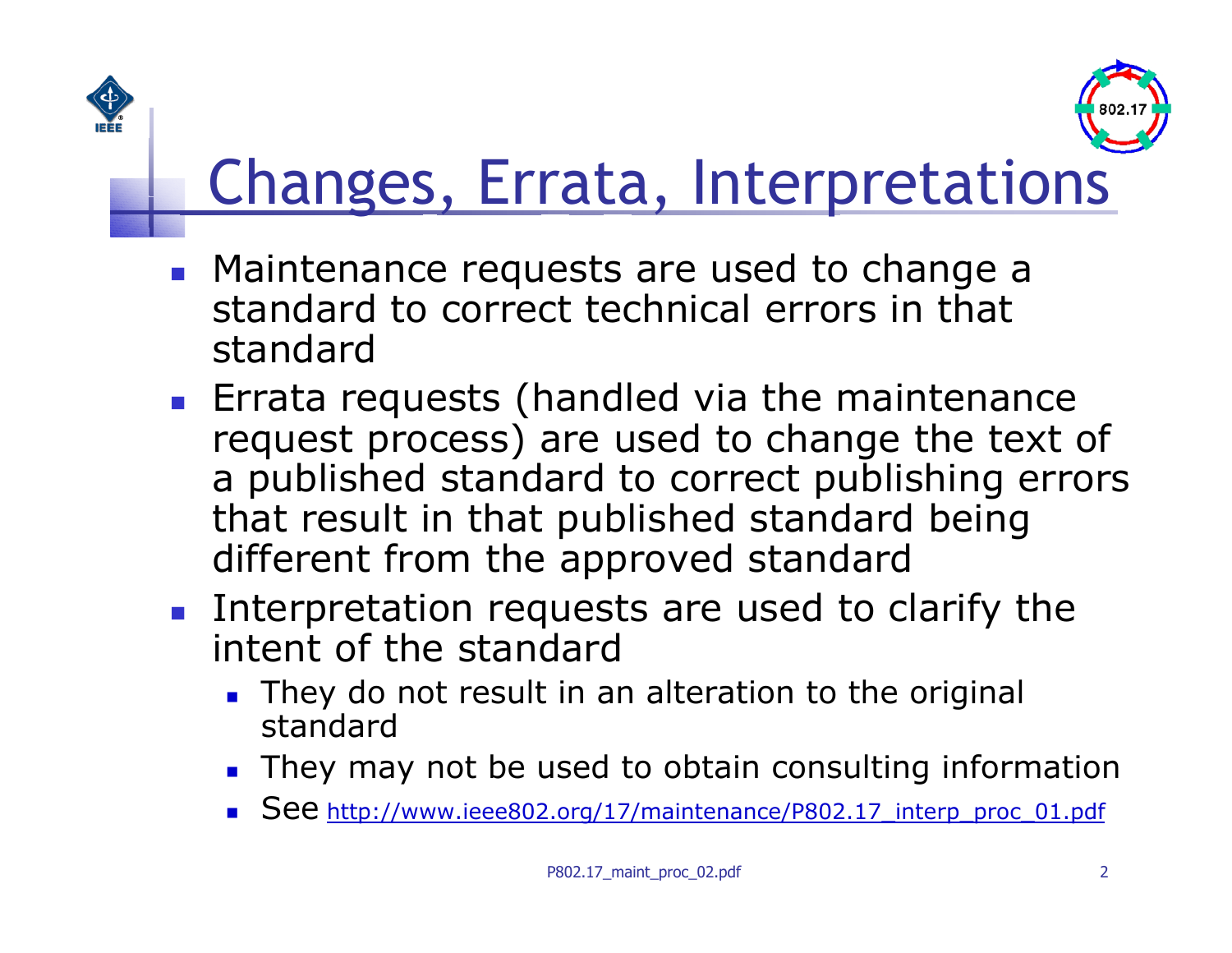# Changes, Errata, Interpretations

- Maintenance requests are used to change a standard to correct technical errors in that standard
- Errata requests (handled via the maintenance request process) are used to change the text of a published standard to correct publishing errors that result in that published standard being different from the approved standard
- Interpretation requests are used to clarify the intent of the standard
  - They do not result in an alteration to the original standard
  - They may not be used to obtain consulting information
  - See http://www.ieee802.org/17/maintenance/P802.17_interp_proc_01.pdf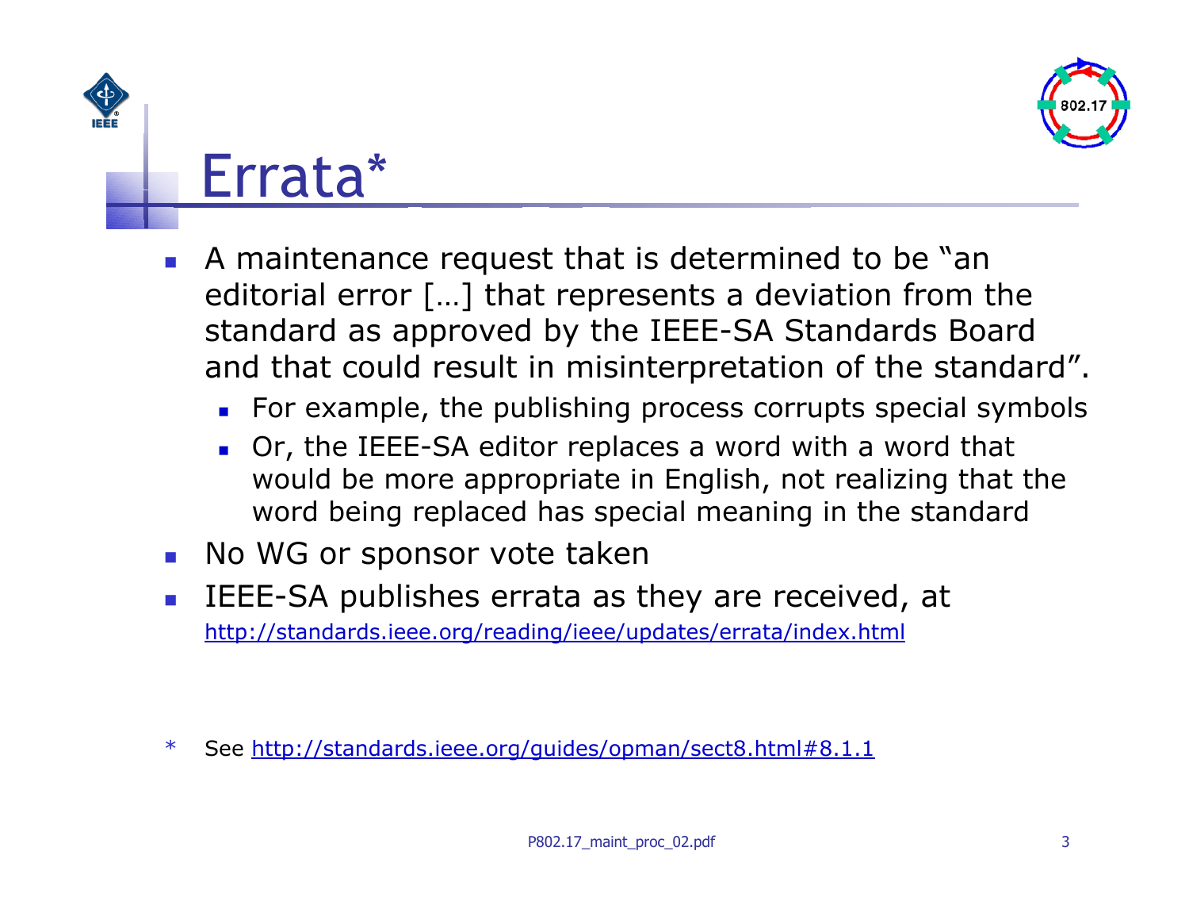# Errata*

- A maintenance request that is determined to be "an editorial error […] that represents a deviation from the standard as approved by the IEEE-SA Standards Board and that could result in misinterpretation of the standard".
  - For example, the publishing process corrupts special symbols
  - Or, the IEEE-SA editor replaces a word with a word that would be more appropriate in English, not realizing that the word being replaced has special meaning in the standard
- No WG or sponsor vote taken
- IEEE-SA publishes errata as they are received, at http://standards.ieee.org/reading/ieee/updates/errata/index.html

\* See http://standards.ieee.org/guides/opman/sect8.html#8.1.1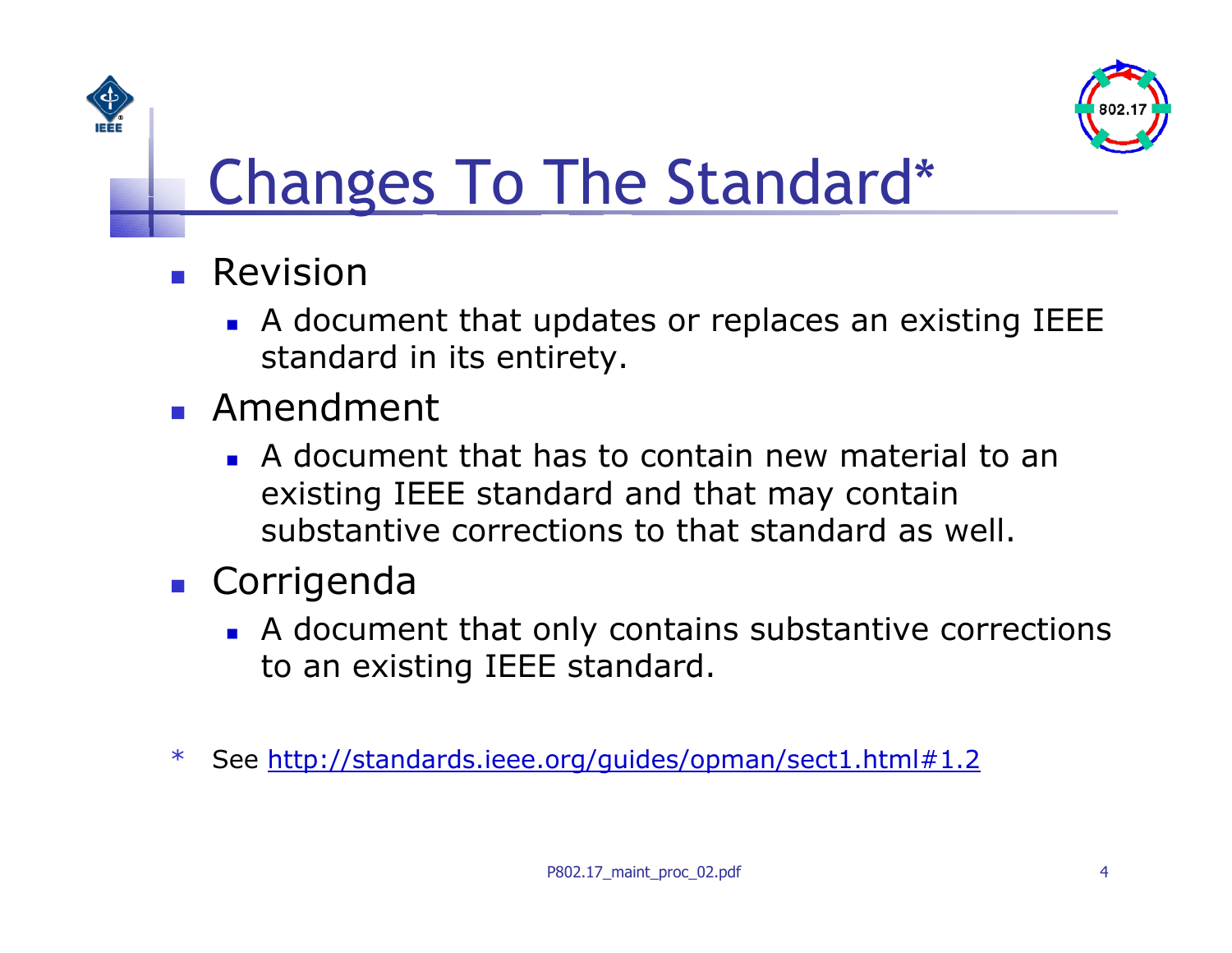# Changes To The Standard*

- Revision
  - A document that updates or replaces an existing IEEE standard in its entirety.
- Amendment
  - A document that has to contain new material to an existing IEEE standard and that may contain substantive corrections to that standard as well.
- Corrigenda
  - A document that only contains substantive corrections to an existing IEEE standard.

* See http://standards.ieee.org/guides/opman/sect1.html#1.2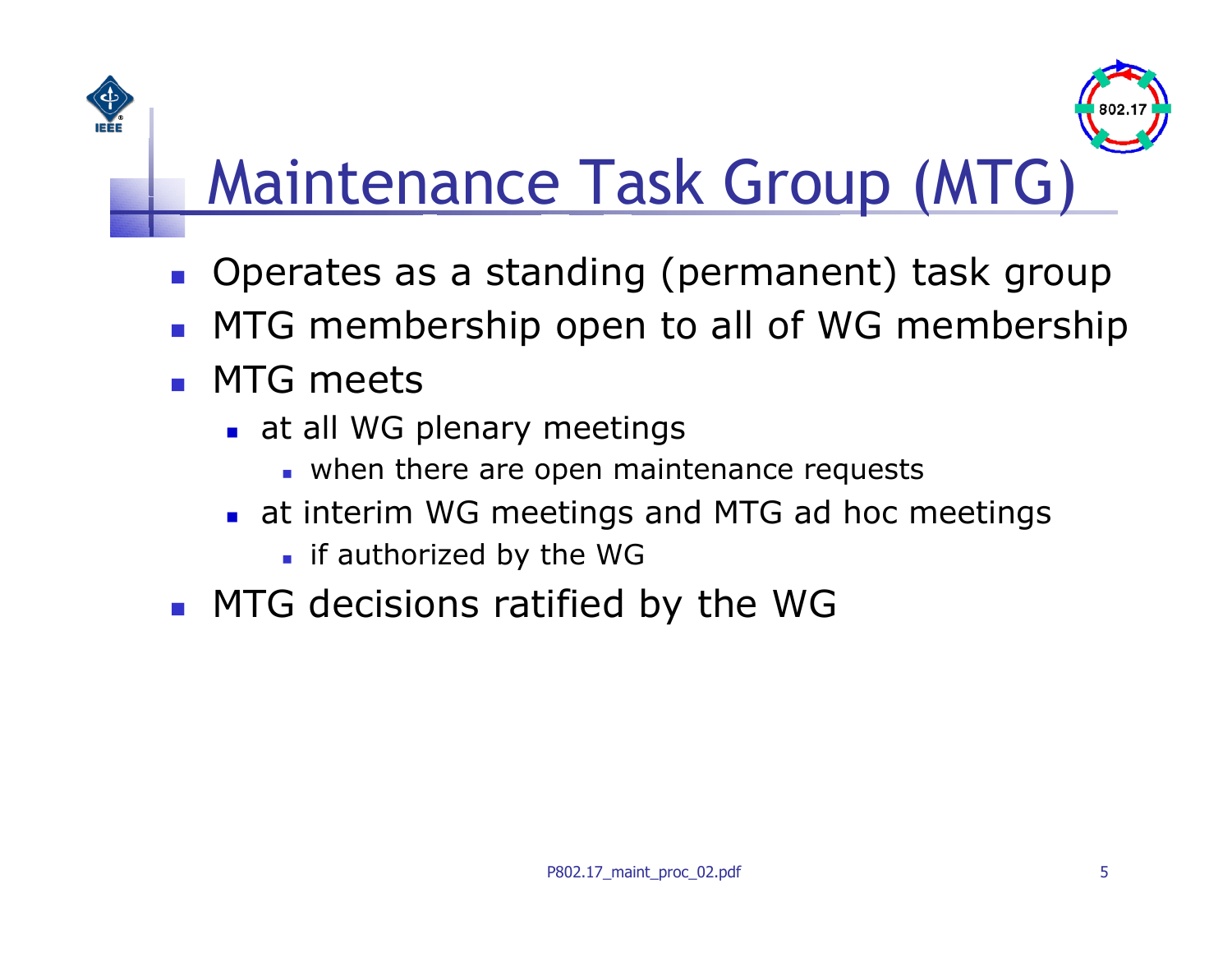# Maintenance Task Group (MTG)

- Operates as a standing (permanent) task group
- MTG membership open to all of WG membership
- MTG meets
  - at all WG plenary meetings
    - when there are open maintenance requests
  - at interim WG meetings and MTG ad hoc meetings
    - if authorized by the WG
- MTG decisions ratified by the WG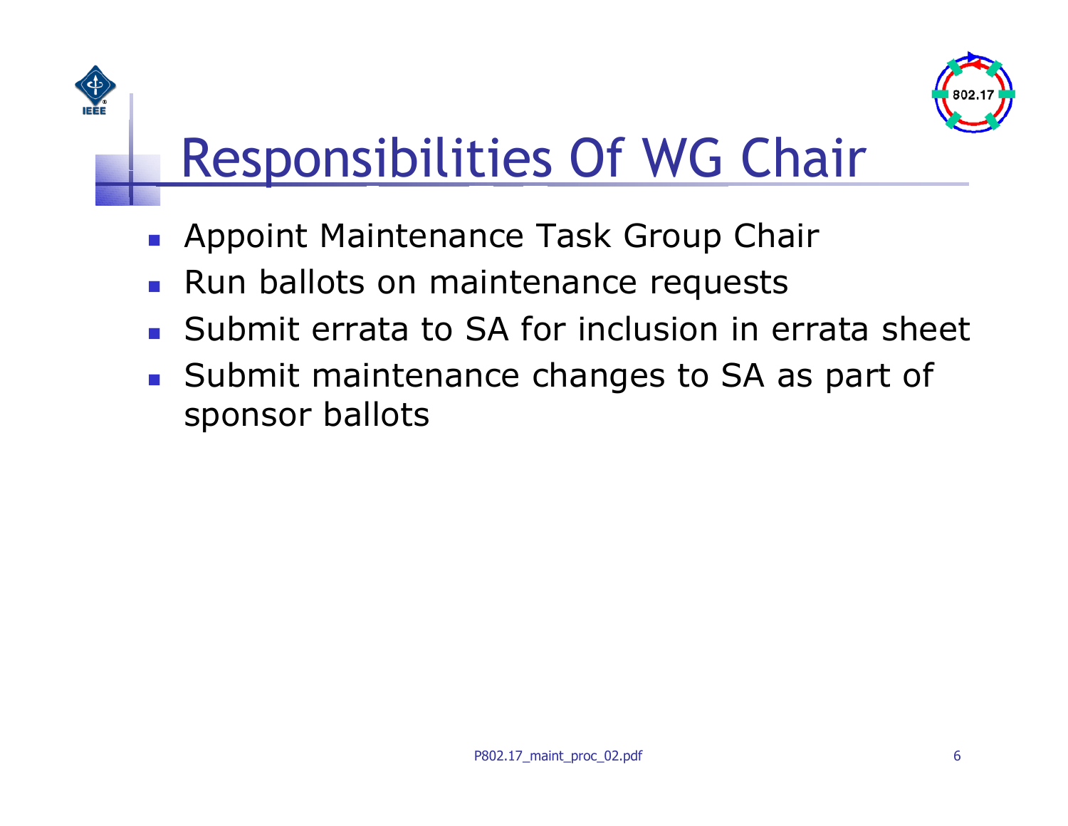# Responsibilities Of WG Chair

- Appoint Maintenance Task Group Chair
- Run ballots on maintenance requests
- Submit errata to SA for inclusion in errata sheet
- Submit maintenance changes to SA as part of sponsor ballots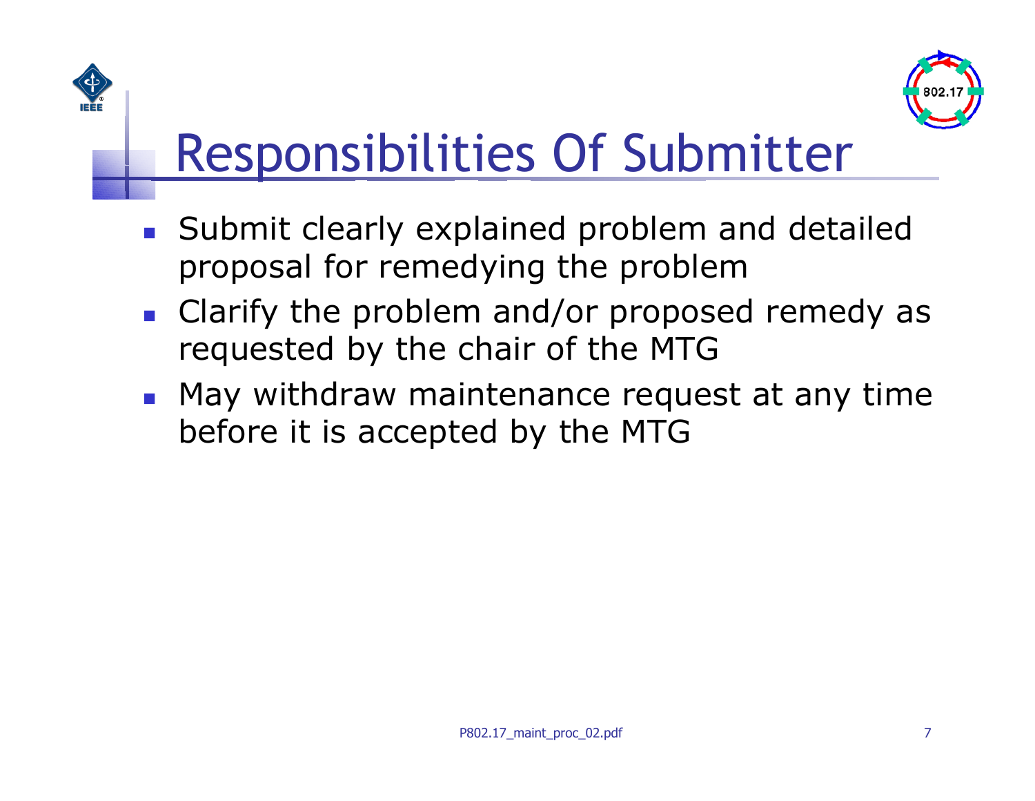# Responsibilities Of Submitter

- Submit clearly explained problem and detailed proposal for remedying the problem
- Clarify the problem and/or proposed remedy as requested by the chair of the MTG
- May withdraw maintenance request at any time before it is accepted by the MTG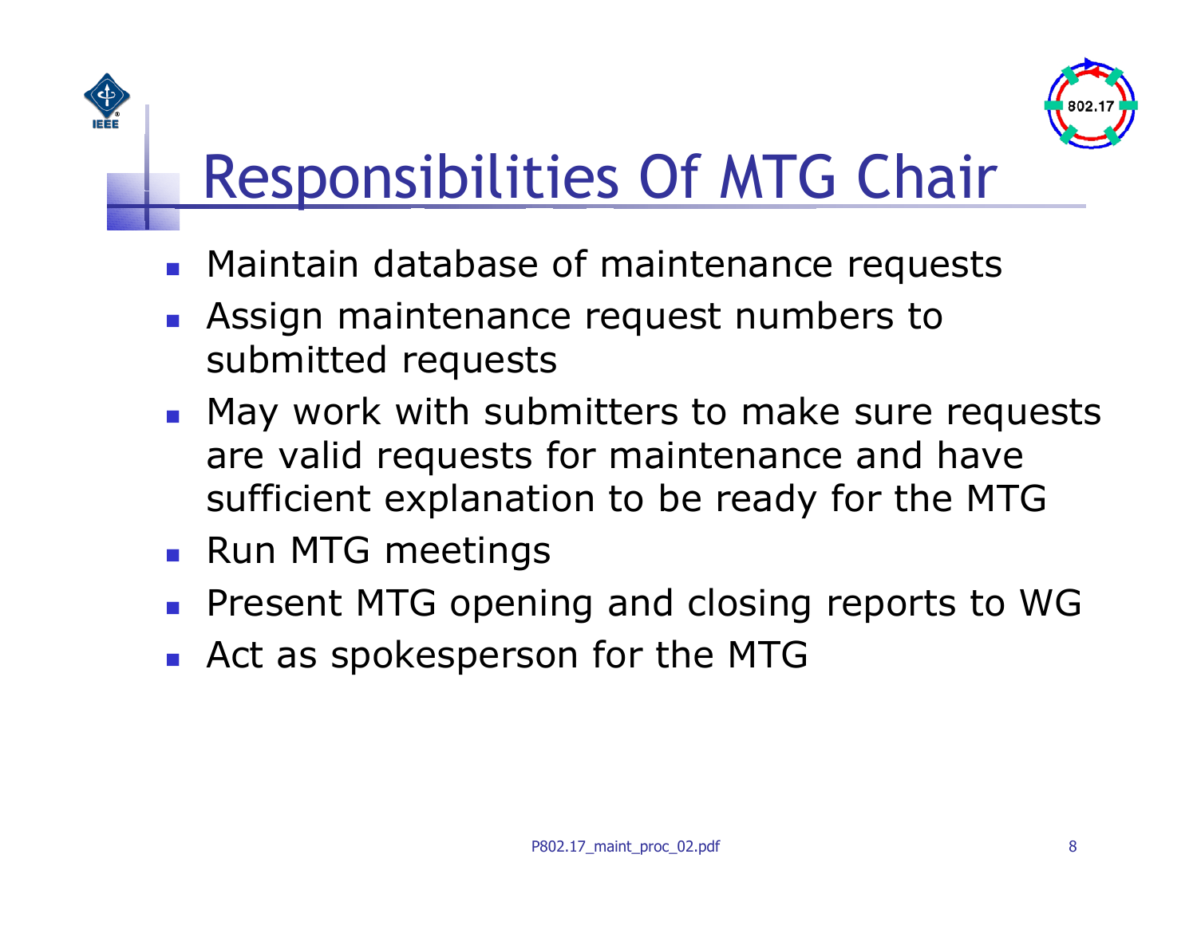# Responsibilities Of MTG Chair

- Maintain database of maintenance requests
- Assign maintenance request numbers to submitted requests
- May work with submitters to make sure requests are valid requests for maintenance and have sufficient explanation to be ready for the MTG
- Run MTG meetings
- Present MTG opening and closing reports to WG
- Act as spokesperson for the MTG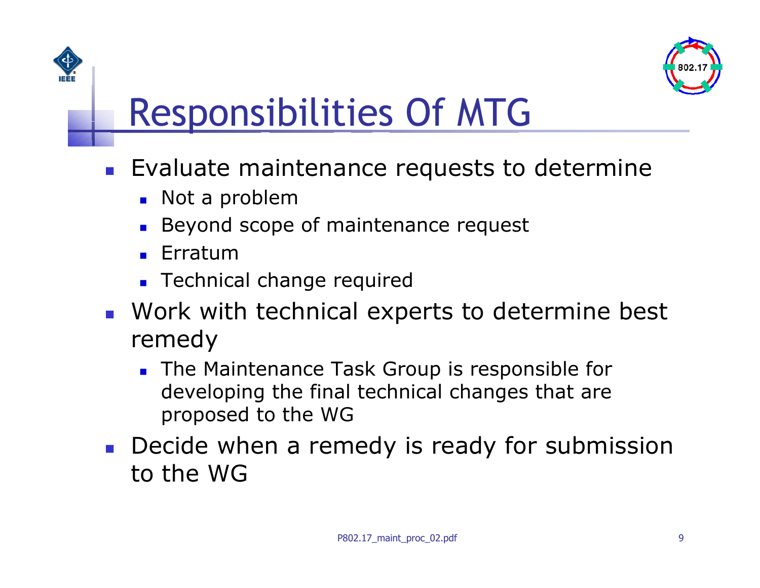# Responsibilities Of MTG

- Evaluate maintenance requests to determine
  - Not a problem
  - Beyond scope of maintenance request
  - Erratum
  - Technical change required
- Work with technical experts to determine best remedy
  - The Maintenance Task Group is responsible for developing the final technical changes that are proposed to the WG
- Decide when a remedy is ready for submission to the WG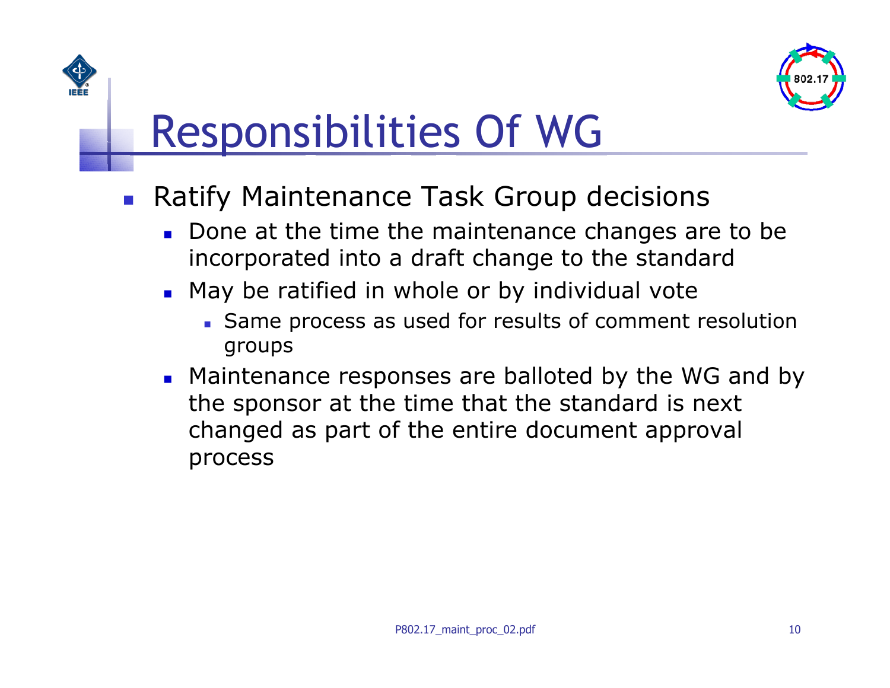# Responsibilities Of WG

- Ratify Maintenance Task Group decisions
  - Done at the time the maintenance changes are to be incorporated into a draft change to the standard
  - May be ratified in whole or by individual vote
    - Same process as used for results of comment resolution groups
  - Maintenance responses are balloted by the WG and by the sponsor at the time that the standard is next changed as part of the entire document approval process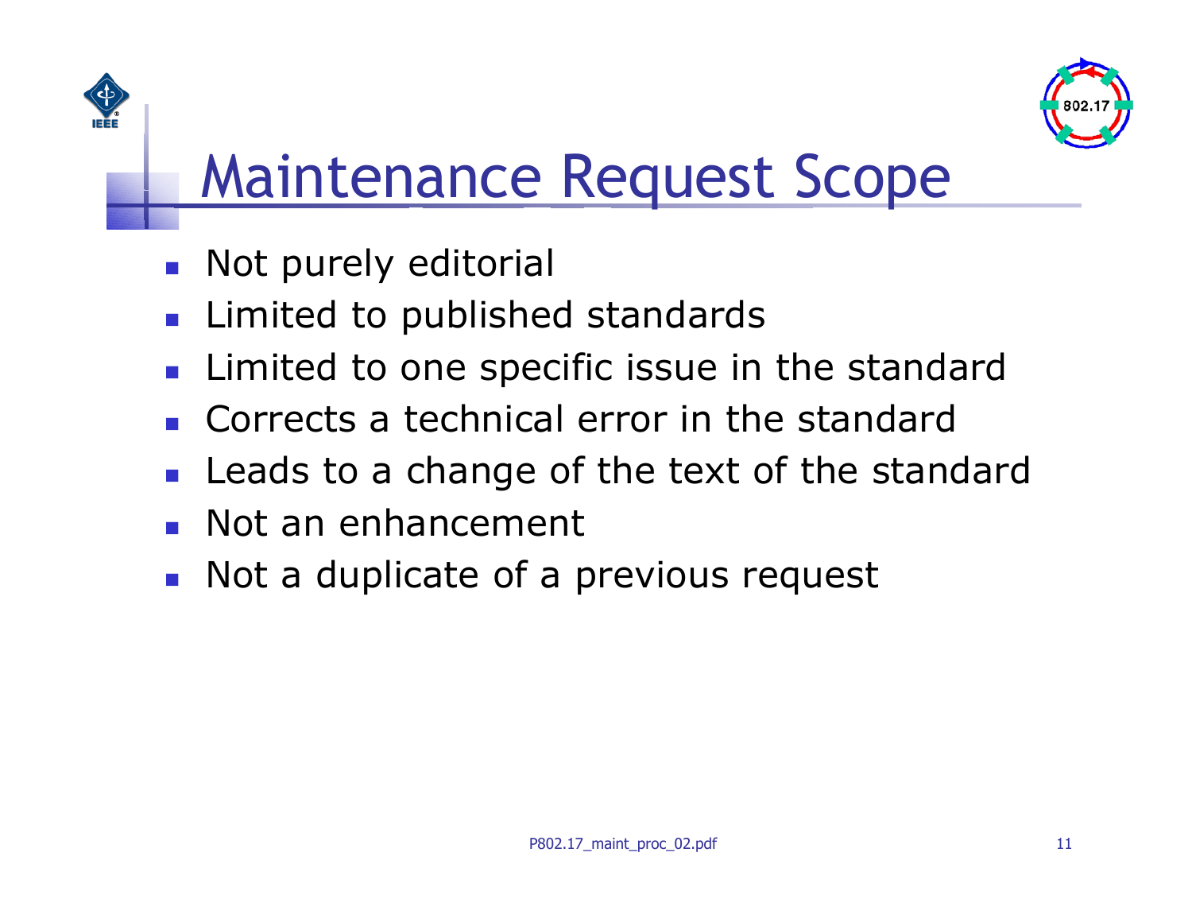# Maintenance Request Scope

- Not purely editorial
- Limited to published standards
- Limited to one specific issue in the standard
- Corrects a technical error in the standard
- Leads to a change of the text of the standard
- Not an enhancement
- Not a duplicate of a previous request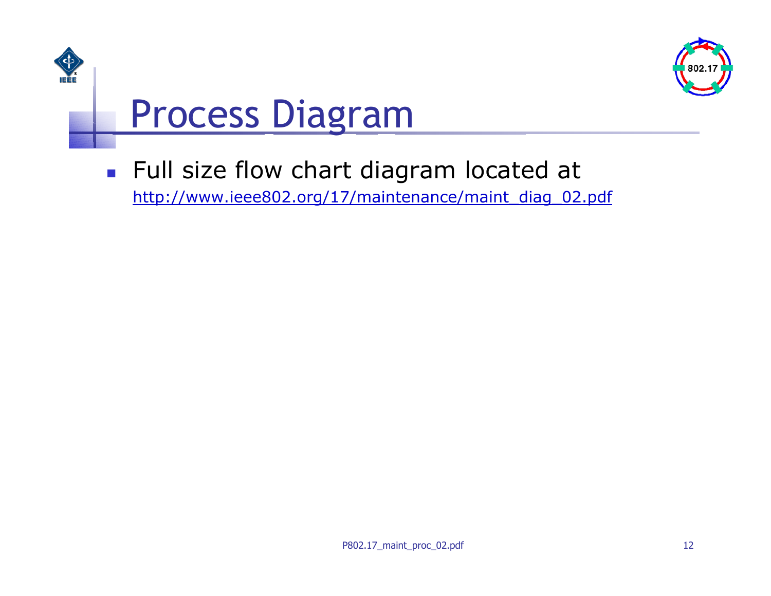# Process Diagram

- Full size flow chart diagram located at http://www.ieee802.org/17/maintenance/maint_diag_02.pdf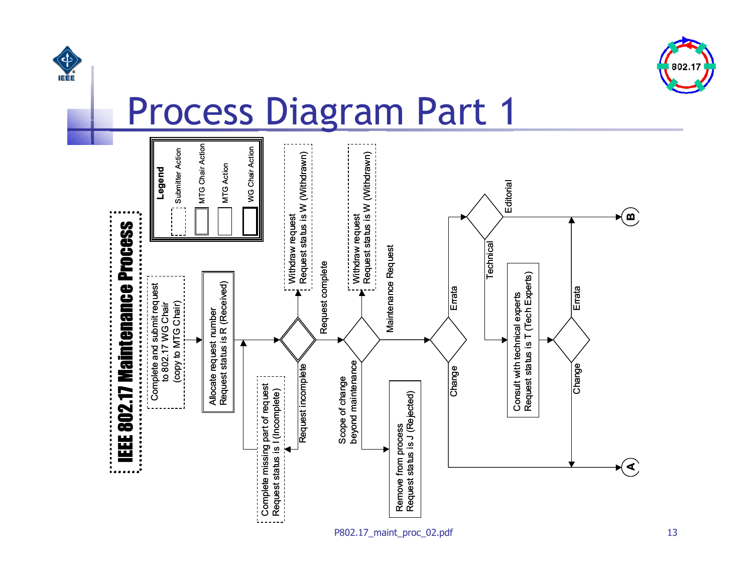# Process Diagram Part 1

**IEEE 802.17 Maintenance Process**

**Legend**

- Submitter Action
- MTG Chair Action
- MTG Action
- WG Chair Action

Complete and submit request to 802.17 WG Chair (copy to MTG Chair)

Allocate request number
Request status is R (Received)

Request incomplete → Complete missing part of request
Request status is I (Incomplete)

Withdraw request
Request status is W (Withdrawn)

Request complete

Withdraw request
Request status is W (Withdrawn)

Scope of change beyond maintenance → Remove from process
Request status is J (Rejected)

Maintenance Request

Errata → Editorial → B

Technical → Consult with technical experts
Request status is T (Tech Experts)

Errata → B

Change → A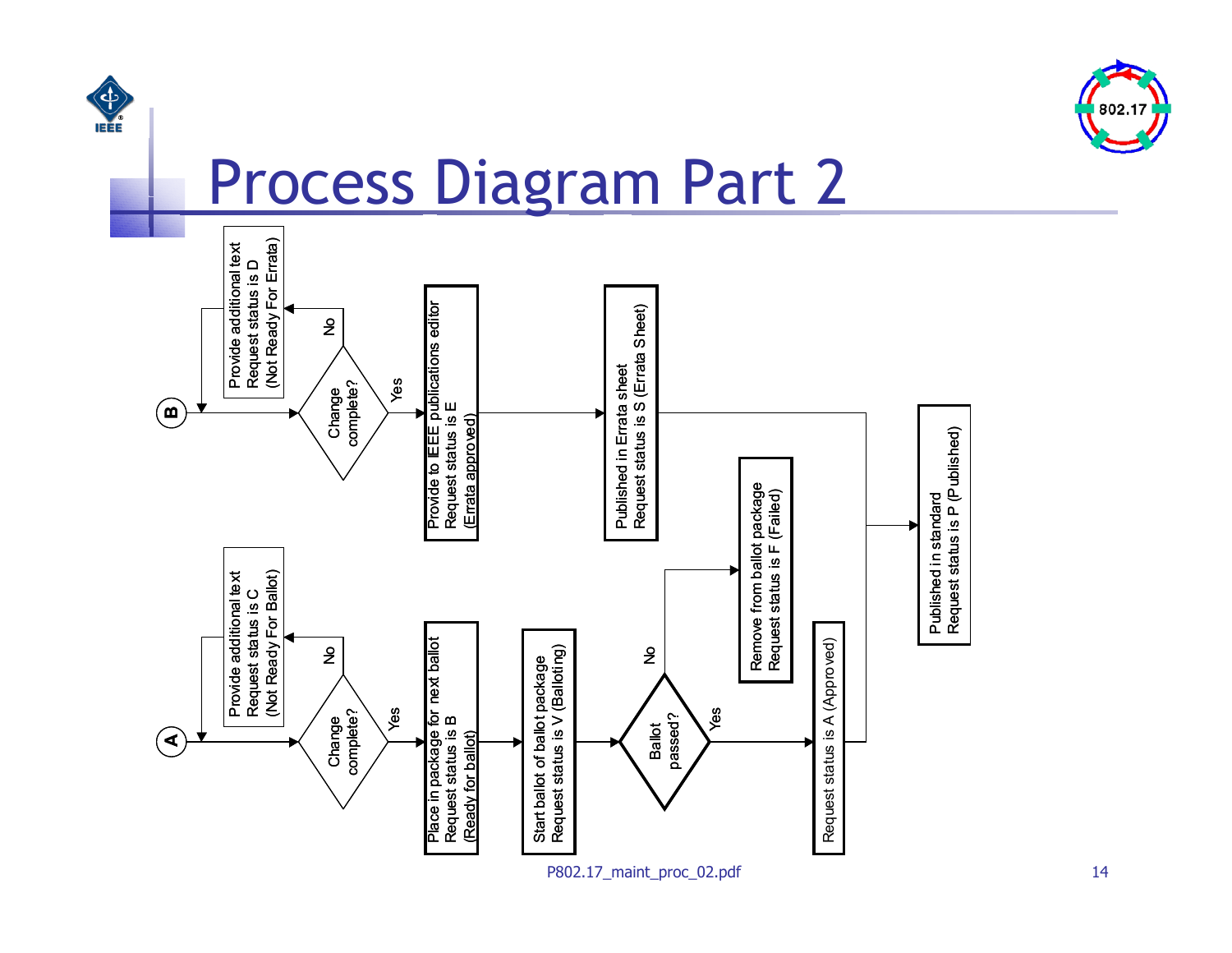# Process Diagram Part 2

**B** → Change complete?

- No → Provide additional text
  Request status is D
  (Not Ready For Errata) → back to B
- Yes → Provide to IEEE publications editor
  Request status is E
  (Errata approved)
  → Published in Errata sheet
  Request status is S (Errata Sheet)
  → Published in standard
  Request status is P (Published)

**A** → Change complete?

- No → Provide additional text
  Request status is C
  (Not Ready For Ballot) → back to A
- Yes → Place in package for next ballot
  Request status is B
  (Ready for ballot)
  → Start ballot of ballot package
  Request status is V (Balloting)
  → Ballot passed?
  - No → Remove from ballot package
    Request status is F (Failed)
  - Yes → Request status is A (Approved)
    → Published in standard
    Request status is P (Published)

P802.17_maint_proc_02.pdf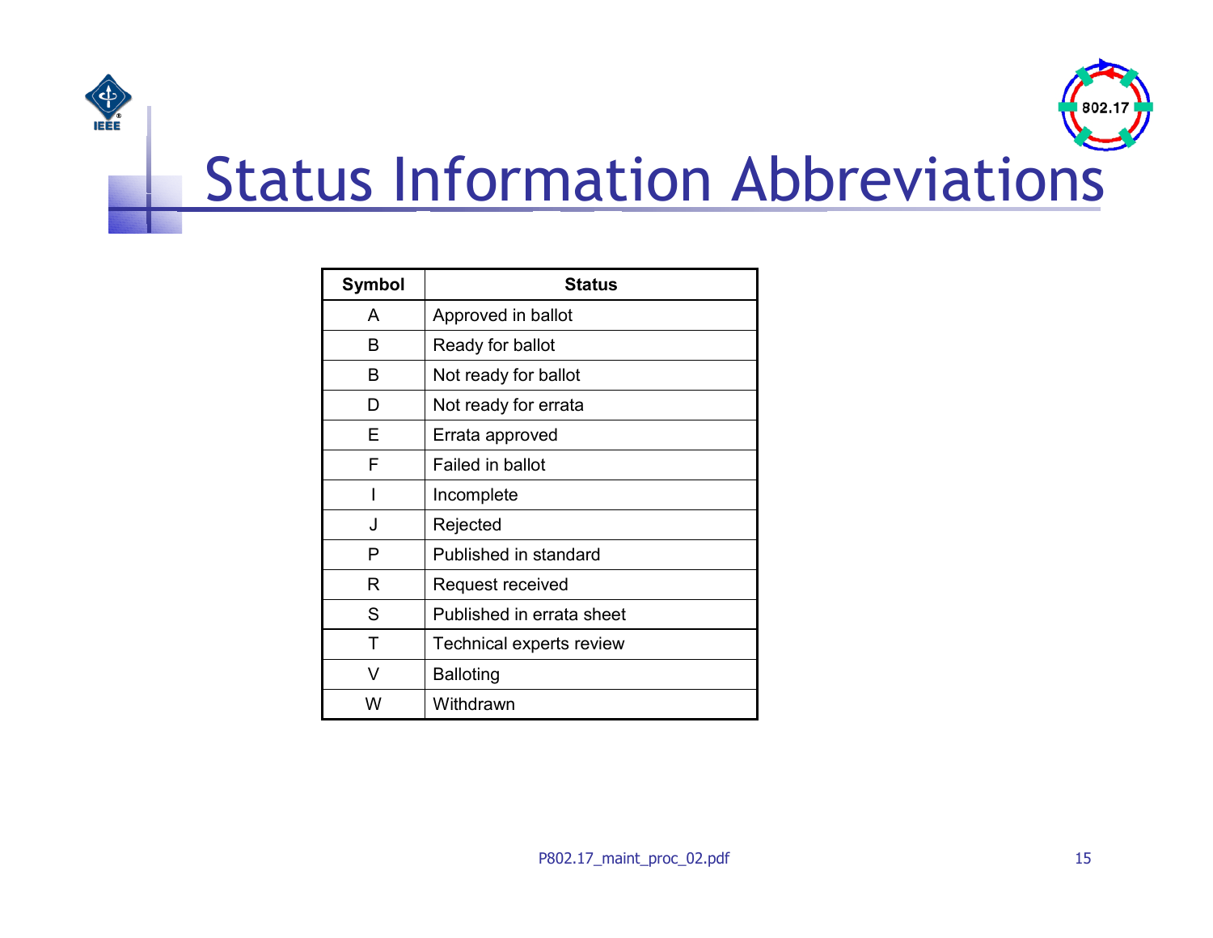# Status Information Abbreviations

| Symbol | Status |
|---|---|
| A | Approved in ballot |
| B | Ready for ballot |
| B | Not ready for ballot |
| D | Not ready for errata |
| E | Errata approved |
| F | Failed in ballot |
| I | Incomplete |
| J | Rejected |
| P | Published in standard |
| R | Request received |
| S | Published in errata sheet |
| T | Technical experts review |
| V | Balloting |
| W | Withdrawn |

P802.17_maint_proc_02.pdf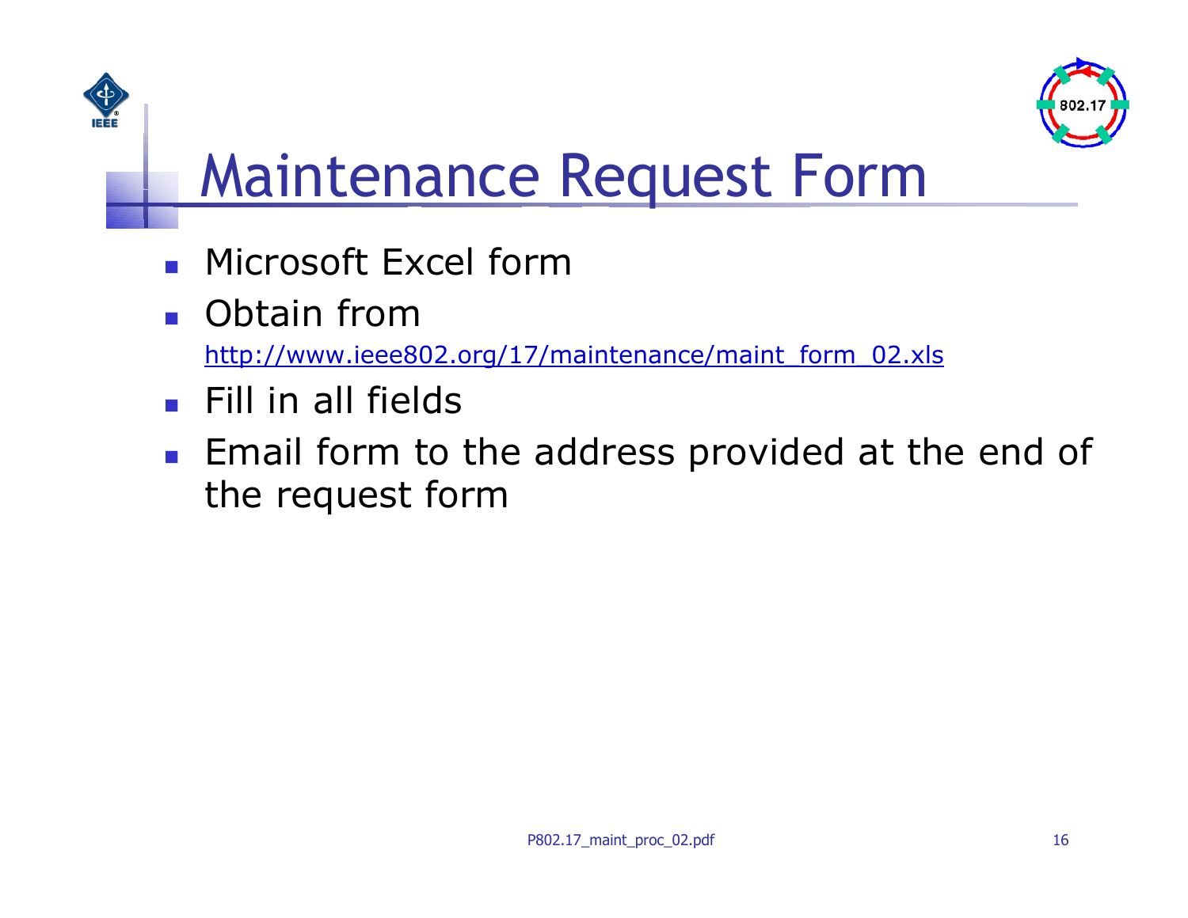# Maintenance Request Form

- Microsoft Excel form
- Obtain from
  http://www.ieee802.org/17/maintenance/maint_form_02.xls
- Fill in all fields
- Email form to the address provided at the end of the request form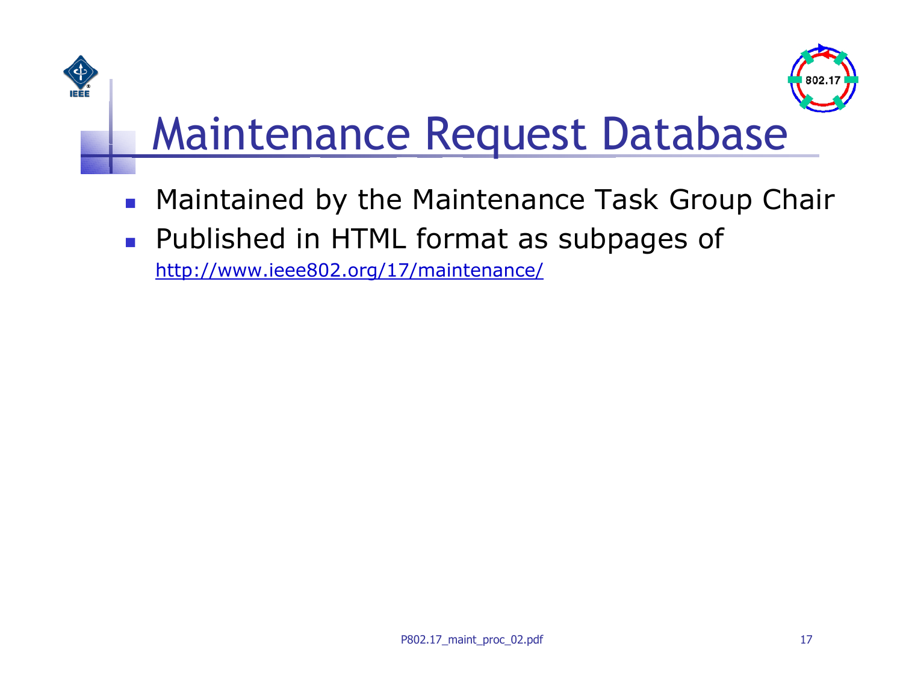# Maintenance Request Database

- Maintained by the Maintenance Task Group Chair
- Published in HTML format as subpages of
  http://www.ieee802.org/17/maintenance/